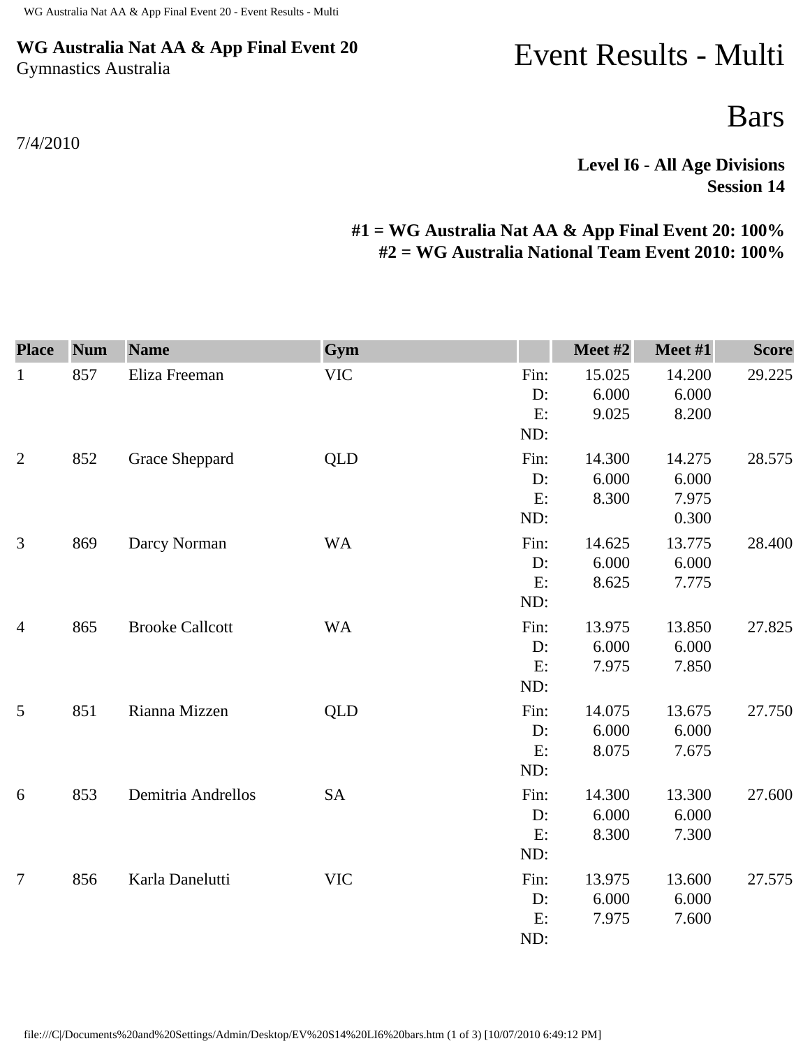**WG Australia Nat AA & App Final Event 20**
Gymnastics Australia

7/4/2010

# Event Results - Multi

## Bars

**Level I6 - All Age Divisions**
**Session 14**

**#1 = WG Australia Nat AA & App Final Event 20: 100%**
**#2 = WG Australia National Team Event 2010: 100%**

| Place | Num | Name | Gym | | Meet #2 | Meet #1 | Score |
|---|---|---|---|---|---|---|---|
| 1 | 857 | Eliza Freeman | VIC | Fin: | 15.025 | 14.200 | 29.225 |
| | | | | D: | 6.000 | 6.000 | |
| | | | | E: | 9.025 | 8.200 | |
| | | | | ND: | | | |
| 2 | 852 | Grace Sheppard | QLD | Fin: | 14.300 | 14.275 | 28.575 |
| | | | | D: | 6.000 | 6.000 | |
| | | | | E: | 8.300 | 7.975 | |
| | | | | ND: | | 0.300 | |
| 3 | 869 | Darcy Norman | WA | Fin: | 14.625 | 13.775 | 28.400 |
| | | | | D: | 6.000 | 6.000 | |
| | | | | E: | 8.625 | 7.775 | |
| | | | | ND: | | | |
| 4 | 865 | Brooke Callcott | WA | Fin: | 13.975 | 13.850 | 27.825 |
| | | | | D: | 6.000 | 6.000 | |
| | | | | E: | 7.975 | 7.850 | |
| | | | | ND: | | | |
| 5 | 851 | Rianna Mizzen | QLD | Fin: | 14.075 | 13.675 | 27.750 |
| | | | | D: | 6.000 | 6.000 | |
| | | | | E: | 8.075 | 7.675 | |
| | | | | ND: | | | |
| 6 | 853 | Demitria Andrellos | SA | Fin: | 14.300 | 13.300 | 27.600 |
| | | | | D: | 6.000 | 6.000 | |
| | | | | E: | 8.300 | 7.300 | |
| | | | | ND: | | | |
| 7 | 856 | Karla Danelutti | VIC | Fin: | 13.975 | 13.600 | 27.575 |
| | | | | D: | 6.000 | 6.000 | |
| | | | | E: | 7.975 | 7.600 | |
| | | | | ND: | | | |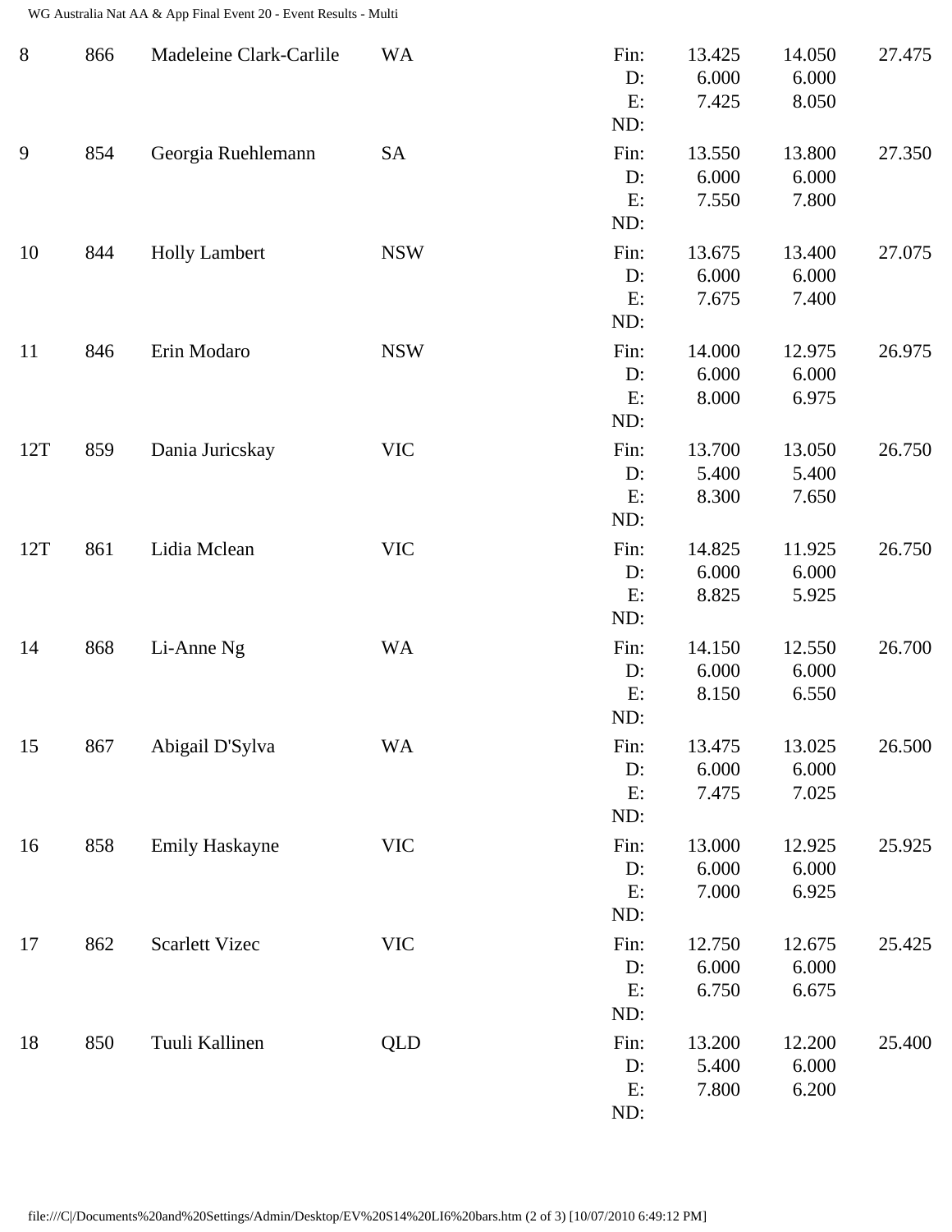| Rank | No. | Name | State | | Score 1 | Score 2 | Total |
|---|---|---|---|---|---|---|---|
| 8 | 866 | Madeleine Clark-Carlile | WA | Fin: | 13.425 | 14.050 | 27.475 |
| | | | | D: | 6.000 | 6.000 | |
| | | | | E: | 7.425 | 8.050 | |
| | | | | ND: | | | |
| 9 | 854 | Georgia Ruehlemann | SA | Fin: | 13.550 | 13.800 | 27.350 |
| | | | | D: | 6.000 | 6.000 | |
| | | | | E: | 7.550 | 7.800 | |
| | | | | ND: | | | |
| 10 | 844 | Holly Lambert | NSW | Fin: | 13.675 | 13.400 | 27.075 |
| | | | | D: | 6.000 | 6.000 | |
| | | | | E: | 7.675 | 7.400 | |
| | | | | ND: | | | |
| 11 | 846 | Erin Modaro | NSW | Fin: | 14.000 | 12.975 | 26.975 |
| | | | | D: | 6.000 | 6.000 | |
| | | | | E: | 8.000 | 6.975 | |
| | | | | ND: | | | |
| 12T | 859 | Dania Juricskay | VIC | Fin: | 13.700 | 13.050 | 26.750 |
| | | | | D: | 5.400 | 5.400 | |
| | | | | E: | 8.300 | 7.650 | |
| | | | | ND: | | | |
| 12T | 861 | Lidia Mclean | VIC | Fin: | 14.825 | 11.925 | 26.750 |
| | | | | D: | 6.000 | 6.000 | |
| | | | | E: | 8.825 | 5.925 | |
| | | | | ND: | | | |
| 14 | 868 | Li-Anne Ng | WA | Fin: | 14.150 | 12.550 | 26.700 |
| | | | | D: | 6.000 | 6.000 | |
| | | | | E: | 8.150 | 6.550 | |
| | | | | ND: | | | |
| 15 | 867 | Abigail D'Sylva | WA | Fin: | 13.475 | 13.025 | 26.500 |
| | | | | D: | 6.000 | 6.000 | |
| | | | | E: | 7.475 | 7.025 | |
| | | | | ND: | | | |
| 16 | 858 | Emily Haskayne | VIC | Fin: | 13.000 | 12.925 | 25.925 |
| | | | | D: | 6.000 | 6.000 | |
| | | | | E: | 7.000 | 6.925 | |
| | | | | ND: | | | |
| 17 | 862 | Scarlett Vizec | VIC | Fin: | 12.750 | 12.675 | 25.425 |
| | | | | D: | 6.000 | 6.000 | |
| | | | | E: | 6.750 | 6.675 | |
| | | | | ND: | | | |
| 18 | 850 | Tuuli Kallinen | QLD | Fin: | 13.200 | 12.200 | 25.400 |
| | | | | D: | 5.400 | 6.000 | |
| | | | | E: | 7.800 | 6.200 | |
| | | | | ND: | | | |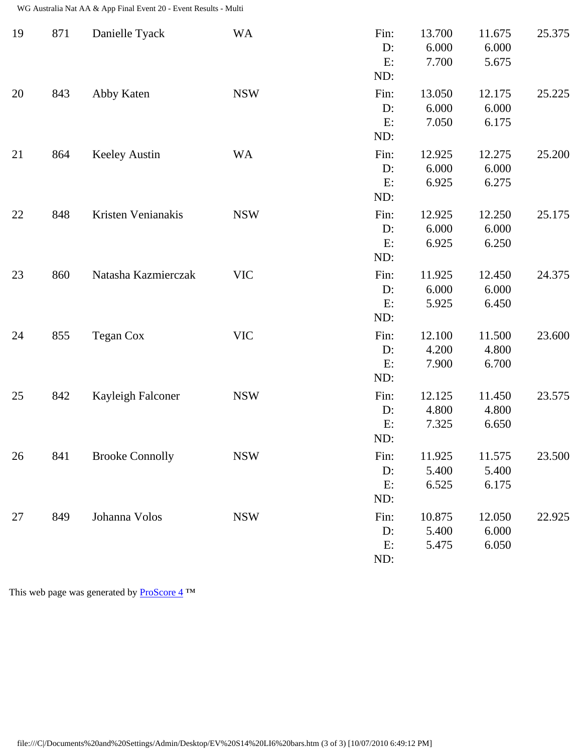| | | | | | | | |
|---|---|---|---|---|---|---|---|
| 19 | 871 | Danielle Tyack | WA | Fin: | 13.700 | 11.675 | 25.375 |
| | | | | D: | 6.000 | 6.000 | |
| | | | | E: | 7.700 | 5.675 | |
| | | | | ND: | | | |
| 20 | 843 | Abby Katen | NSW | Fin: | 13.050 | 12.175 | 25.225 |
| | | | | D: | 6.000 | 6.000 | |
| | | | | E: | 7.050 | 6.175 | |
| | | | | ND: | | | |
| 21 | 864 | Keeley Austin | WA | Fin: | 12.925 | 12.275 | 25.200 |
| | | | | D: | 6.000 | 6.000 | |
| | | | | E: | 6.925 | 6.275 | |
| | | | | ND: | | | |
| 22 | 848 | Kristen Venianakis | NSW | Fin: | 12.925 | 12.250 | 25.175 |
| | | | | D: | 6.000 | 6.000 | |
| | | | | E: | 6.925 | 6.250 | |
| | | | | ND: | | | |
| 23 | 860 | Natasha Kazmierczak | VIC | Fin: | 11.925 | 12.450 | 24.375 |
| | | | | D: | 6.000 | 6.000 | |
| | | | | E: | 5.925 | 6.450 | |
| | | | | ND: | | | |
| 24 | 855 | Tegan Cox | VIC | Fin: | 12.100 | 11.500 | 23.600 |
| | | | | D: | 4.200 | 4.800 | |
| | | | | E: | 7.900 | 6.700 | |
| | | | | ND: | | | |
| 25 | 842 | Kayleigh Falconer | NSW | Fin: | 12.125 | 11.450 | 23.575 |
| | | | | D: | 4.800 | 4.800 | |
| | | | | E: | 7.325 | 6.650 | |
| | | | | ND: | | | |
| 26 | 841 | Brooke Connolly | NSW | Fin: | 11.925 | 11.575 | 23.500 |
| | | | | D: | 5.400 | 5.400 | |
| | | | | E: | 6.525 | 6.175 | |
| | | | | ND: | | | |
| 27 | 849 | Johanna Volos | NSW | Fin: | 10.875 | 12.050 | 22.925 |
| | | | | D: | 5.400 | 6.000 | |
| | | | | E: | 5.475 | 6.050 | |
| | | | | ND: | | | |

This web page was generated by ProScore 4 ™